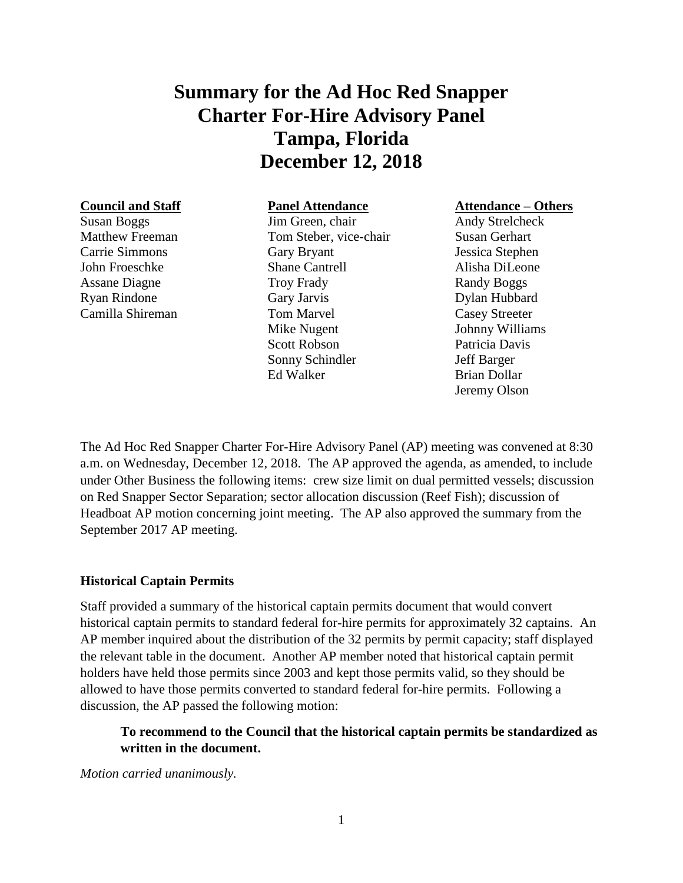# Summary for the Ad Hoc Red Snapper Charter For-Hire Advisory Panel Tampa, Florida December 12, 2018

| Council and Staff | Panel Attendance | Attendance – Others |
|---|---|---|
| Susan Boggs | Jim Green, chair | Andy Strelcheck |
| Matthew Freeman | Tom Steber, vice-chair | Susan Gerhart |
| Carrie Simmons | Gary Bryant | Jessica Stephen |
| John Froeschke | Shane Cantrell | Alisha DiLeone |
| Assane Diagne | Troy Frady | Randy Boggs |
| Ryan Rindone | Gary Jarvis | Dylan Hubbard |
| Camilla Shireman | Tom Marvel | Casey Streeter |
| | Mike Nugent | Johnny Williams |
| | Scott Robson | Patricia Davis |
| | Sonny Schindler | Jeff Barger |
| | Ed Walker | Brian Dollar |
| | | Jeremy Olson |

The Ad Hoc Red Snapper Charter For-Hire Advisory Panel (AP) meeting was convened at 8:30 a.m. on Wednesday, December 12, 2018. The AP approved the agenda, as amended, to include under Other Business the following items: crew size limit on dual permitted vessels; discussion on Red Snapper Sector Separation; sector allocation discussion (Reef Fish); discussion of Headboat AP motion concerning joint meeting. The AP also approved the summary from the September 2017 AP meeting.

### Historical Captain Permits

Staff provided a summary of the historical captain permits document that would convert historical captain permits to standard federal for-hire permits for approximately 32 captains. An AP member inquired about the distribution of the 32 permits by permit capacity; staff displayed the relevant table in the document. Another AP member noted that historical captain permit holders have held those permits since 2003 and kept those permits valid, so they should be allowed to have those permits converted to standard federal for-hire permits. Following a discussion, the AP passed the following motion:

> **To recommend to the Council that the historical captain permits be standardized as written in the document.**

*Motion carried unanimously.*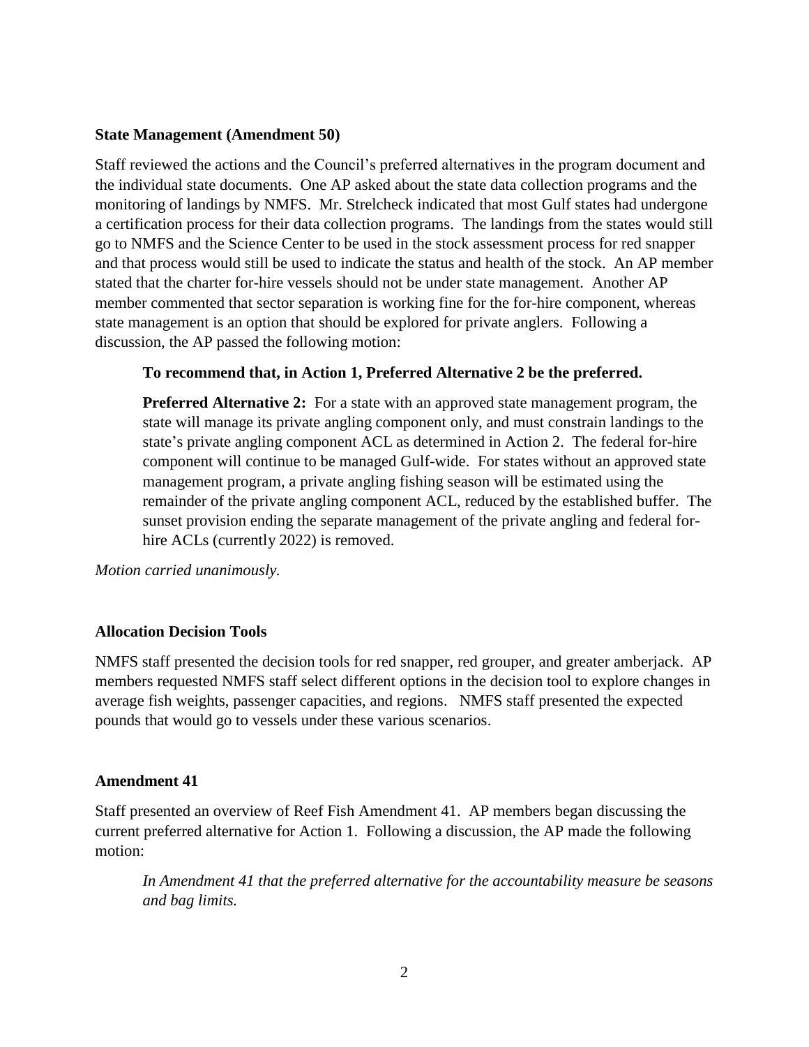**State Management (Amendment 50)**

Staff reviewed the actions and the Council's preferred alternatives in the program document and the individual state documents. One AP asked about the state data collection programs and the monitoring of landings by NMFS. Mr. Strelcheck indicated that most Gulf states had undergone a certification process for their data collection programs. The landings from the states would still go to NMFS and the Science Center to be used in the stock assessment process for red snapper and that process would still be used to indicate the status and health of the stock. An AP member stated that the charter for-hire vessels should not be under state management. Another AP member commented that sector separation is working fine for the for-hire component, whereas state management is an option that should be explored for private anglers. Following a discussion, the AP passed the following motion:

> **To recommend that, in Action 1, Preferred Alternative 2 be the preferred.**
>
> **Preferred Alternative 2:** For a state with an approved state management program, the state will manage its private angling component only, and must constrain landings to the state's private angling component ACL as determined in Action 2. The federal for-hire component will continue to be managed Gulf-wide. For states without an approved state management program, a private angling fishing season will be estimated using the remainder of the private angling component ACL, reduced by the established buffer. The sunset provision ending the separate management of the private angling and federal for-hire ACLs (currently 2022) is removed.

*Motion carried unanimously.*

**Allocation Decision Tools**

NMFS staff presented the decision tools for red snapper, red grouper, and greater amberjack. AP members requested NMFS staff select different options in the decision tool to explore changes in average fish weights, passenger capacities, and regions. NMFS staff presented the expected pounds that would go to vessels under these various scenarios.

**Amendment 41**

Staff presented an overview of Reef Fish Amendment 41. AP members began discussing the current preferred alternative for Action 1. Following a discussion, the AP made the following motion:

> *In Amendment 41 that the preferred alternative for the accountability measure be seasons and bag limits.*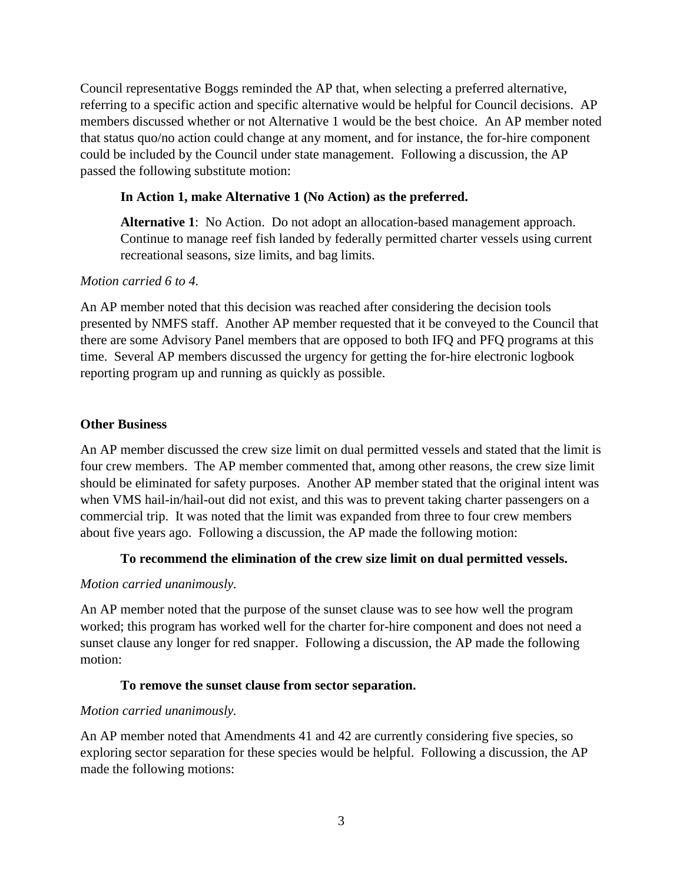Council representative Boggs reminded the AP that, when selecting a preferred alternative, referring to a specific action and specific alternative would be helpful for Council decisions. AP members discussed whether or not Alternative 1 would be the best choice. An AP member noted that status quo/no action could change at any moment, and for instance, the for-hire component could be included by the Council under state management. Following a discussion, the AP passed the following substitute motion:

> **In Action 1, make Alternative 1 (No Action) as the preferred.**
>
> **Alternative 1**: No Action. Do not adopt an allocation-based management approach. Continue to manage reef fish landed by federally permitted charter vessels using current recreational seasons, size limits, and bag limits.

*Motion carried 6 to 4.*

An AP member noted that this decision was reached after considering the decision tools presented by NMFS staff. Another AP member requested that it be conveyed to the Council that there are some Advisory Panel members that are opposed to both IFQ and PFQ programs at this time. Several AP members discussed the urgency for getting the for-hire electronic logbook reporting program up and running as quickly as possible.

**Other Business**

An AP member discussed the crew size limit on dual permitted vessels and stated that the limit is four crew members. The AP member commented that, among other reasons, the crew size limit should be eliminated for safety purposes. Another AP member stated that the original intent was when VMS hail-in/hail-out did not exist, and this was to prevent taking charter passengers on a commercial trip. It was noted that the limit was expanded from three to four crew members about five years ago. Following a discussion, the AP made the following motion:

> **To recommend the elimination of the crew size limit on dual permitted vessels.**

*Motion carried unanimously.*

An AP member noted that the purpose of the sunset clause was to see how well the program worked; this program has worked well for the charter for-hire component and does not need a sunset clause any longer for red snapper. Following a discussion, the AP made the following motion:

> **To remove the sunset clause from sector separation.**

*Motion carried unanimously.*

An AP member noted that Amendments 41 and 42 are currently considering five species, so exploring sector separation for these species would be helpful. Following a discussion, the AP made the following motions: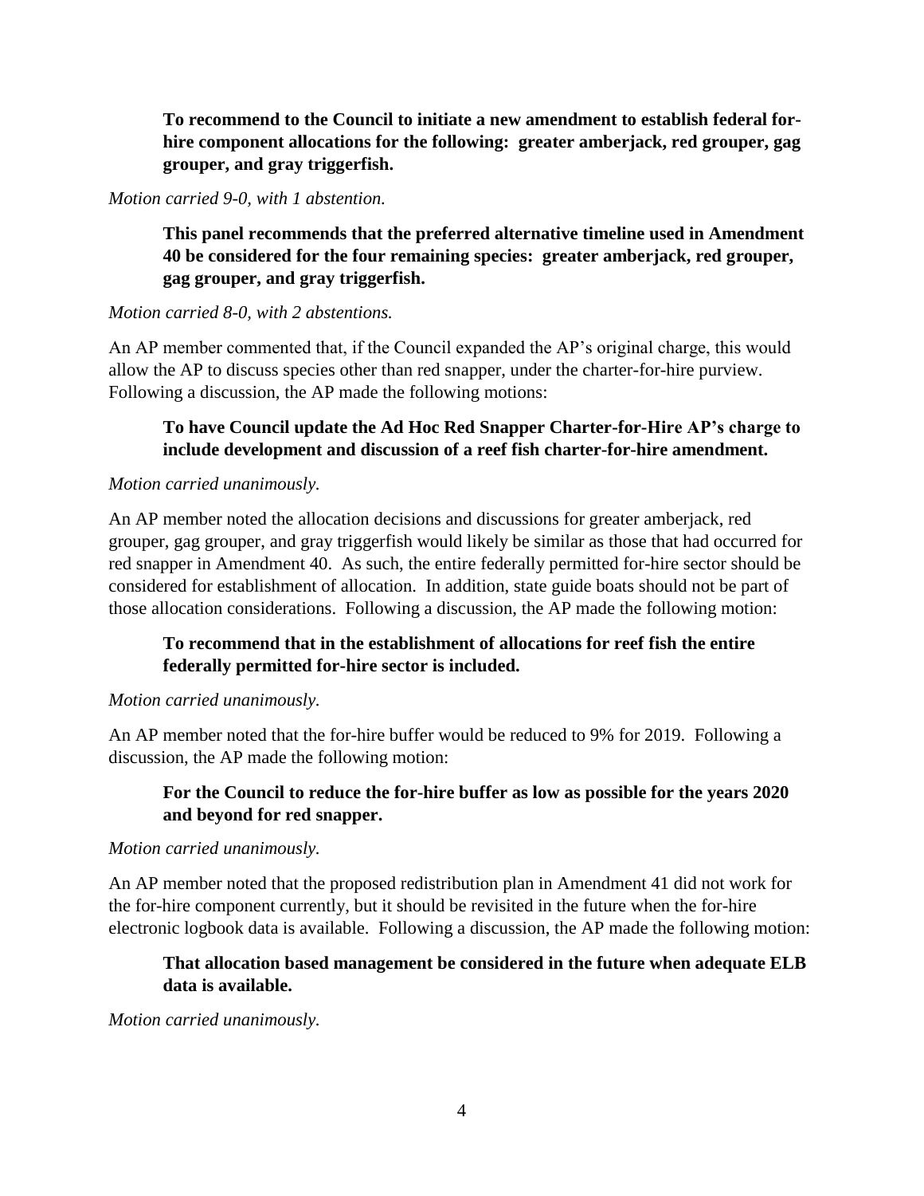**To recommend to the Council to initiate a new amendment to establish federal for-hire component allocations for the following: greater amberjack, red grouper, gag grouper, and gray triggerfish.**

*Motion carried 9-0, with 1 abstention.*

**This panel recommends that the preferred alternative timeline used in Amendment 40 be considered for the four remaining species: greater amberjack, red grouper, gag grouper, and gray triggerfish.**

*Motion carried 8-0, with 2 abstentions.*

An AP member commented that, if the Council expanded the AP's original charge, this would allow the AP to discuss species other than red snapper, under the charter-for-hire purview. Following a discussion, the AP made the following motions:

**To have Council update the Ad Hoc Red Snapper Charter-for-Hire AP's charge to include development and discussion of a reef fish charter-for-hire amendment.**

*Motion carried unanimously.*

An AP member noted the allocation decisions and discussions for greater amberjack, red grouper, gag grouper, and gray triggerfish would likely be similar as those that had occurred for red snapper in Amendment 40. As such, the entire federally permitted for-hire sector should be considered for establishment of allocation. In addition, state guide boats should not be part of those allocation considerations. Following a discussion, the AP made the following motion:

**To recommend that in the establishment of allocations for reef fish the entire federally permitted for-hire sector is included.**

*Motion carried unanimously.*

An AP member noted that the for-hire buffer would be reduced to 9% for 2019. Following a discussion, the AP made the following motion:

**For the Council to reduce the for-hire buffer as low as possible for the years 2020 and beyond for red snapper.**

*Motion carried unanimously.*

An AP member noted that the proposed redistribution plan in Amendment 41 did not work for the for-hire component currently, but it should be revisited in the future when the for-hire electronic logbook data is available. Following a discussion, the AP made the following motion:

**That allocation based management be considered in the future when adequate ELB data is available.**

*Motion carried unanimously.*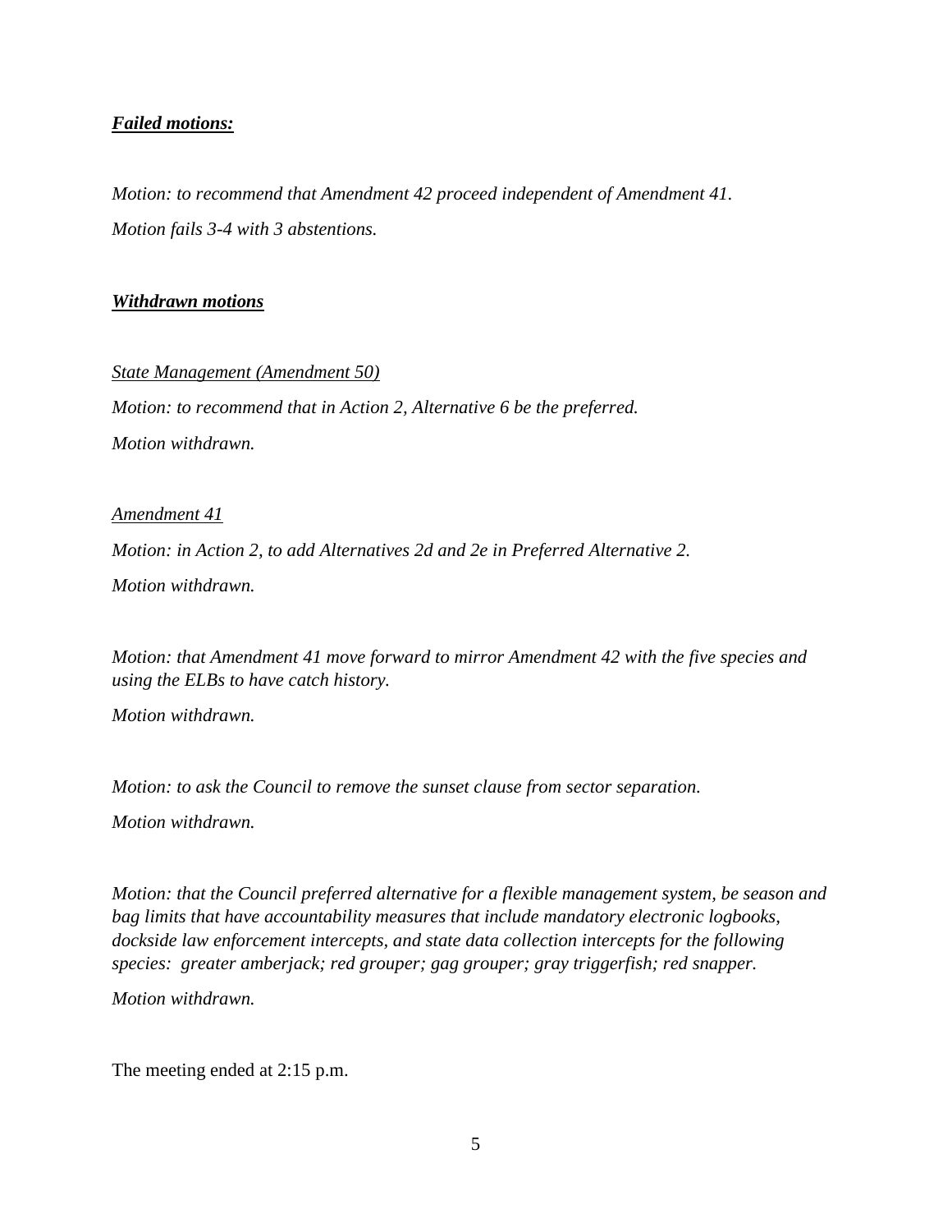***Failed motions:***

*Motion: to recommend that Amendment 42 proceed independent of Amendment 41.*

*Motion fails 3-4 with 3 abstentions.*

***Withdrawn motions***

*State Management (Amendment 50)*

*Motion: to recommend that in Action 2, Alternative 6 be the preferred.*

*Motion withdrawn.*

*Amendment 41*

*Motion: in Action 2, to add Alternatives 2d and 2e in Preferred Alternative 2.*

*Motion withdrawn.*

*Motion: that Amendment 41 move forward to mirror Amendment 42 with the five species and using the ELBs to have catch history.*

*Motion withdrawn.*

*Motion: to ask the Council to remove the sunset clause from sector separation.*

*Motion withdrawn.*

*Motion: that the Council preferred alternative for a flexible management system, be season and bag limits that have accountability measures that include mandatory electronic logbooks, dockside law enforcement intercepts, and state data collection intercepts for the following species: greater amberjack; red grouper; gag grouper; gray triggerfish; red snapper.*

*Motion withdrawn.*

The meeting ended at 2:15 p.m.